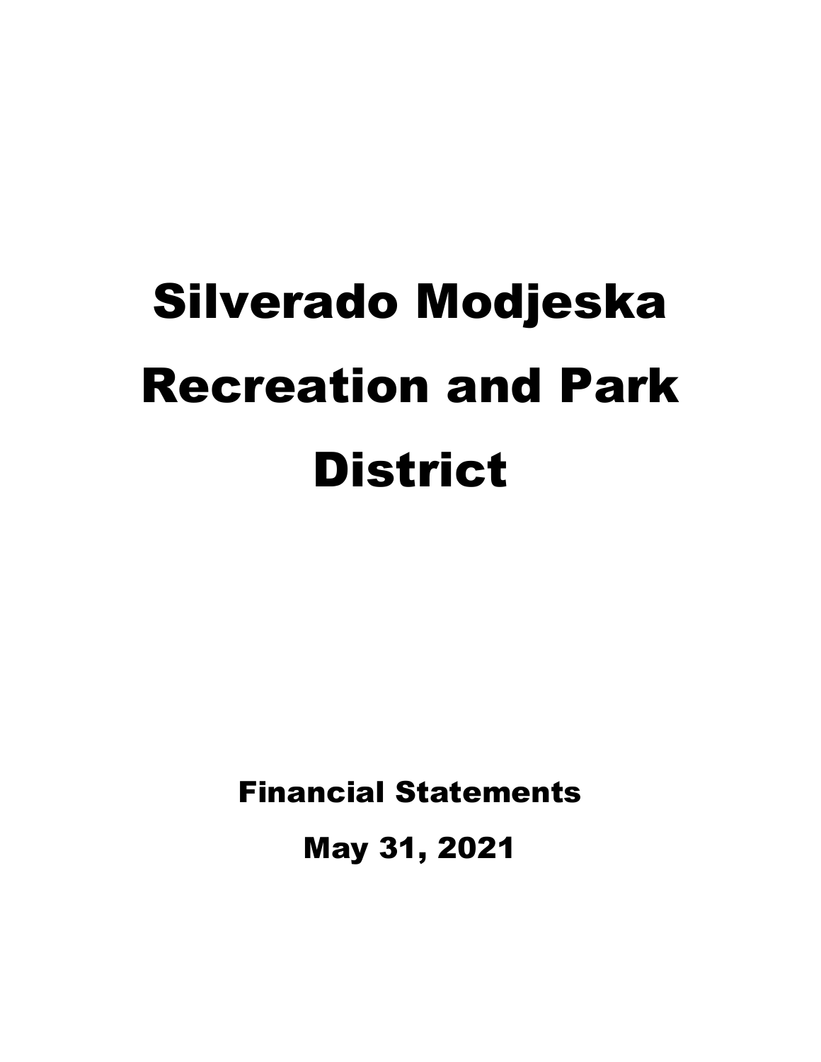# Silverado Modjeska Recreation and Park District

## Financial Statements

## May 31, 2021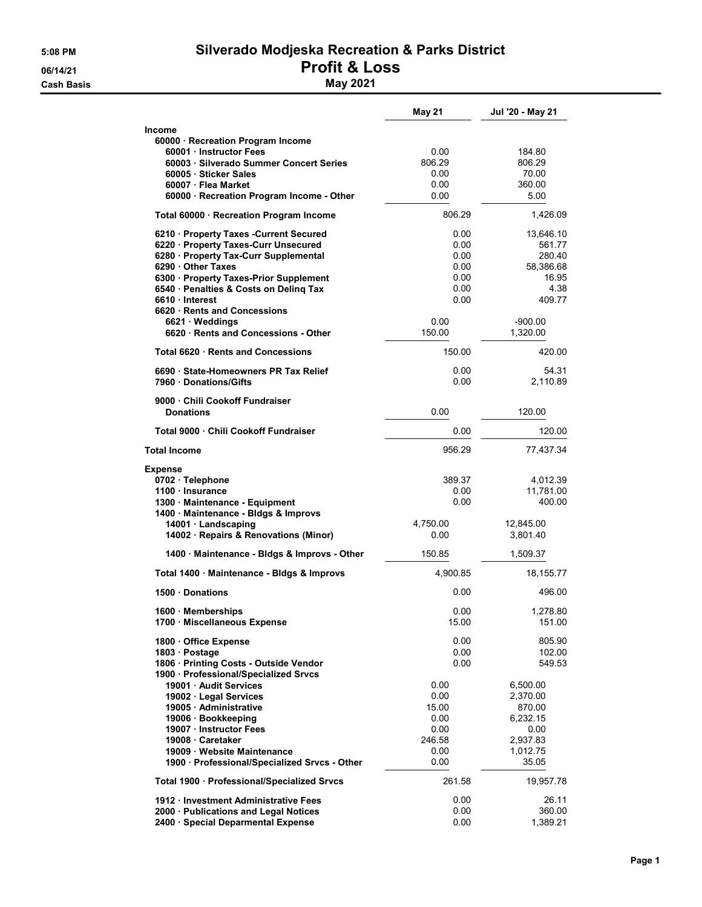5:08 PM
06/14/21
Cash Basis

# Silverado Modjeska Recreation & Parks District
## Profit & Loss
### May 2021

| | May 21 | Jul '20 - May 21 |
|---|---|---|
| **Income** | | |
| **60000 · Recreation Program Income** | | |
| **60001 · Instructor Fees** | 0.00 | 184.80 |
| **60003 · Silverado Summer Concert Series** | 806.29 | 806.29 |
| **60005 · Sticker Sales** | 0.00 | 70.00 |
| **60007 · Flea Market** | 0.00 | 360.00 |
| **60000 · Recreation Program Income - Other** | 0.00 | 5.00 |
| **Total 60000 · Recreation Program Income** | 806.29 | 1,426.09 |
| **6210 · Property Taxes -Current Secured** | 0.00 | 13,646.10 |
| **6220 · Property Taxes-Curr Unsecured** | 0.00 | 561.77 |
| **6280 · Property Tax-Curr Supplemental** | 0.00 | 280.40 |
| **6290 · Other Taxes** | 0.00 | 58,386.68 |
| **6300 · Property Taxes-Prior Supplement** | 0.00 | 16.95 |
| **6540 · Penalties & Costs on Delinq Tax** | 0.00 | 4.38 |
| **6610 · Interest** | 0.00 | 409.77 |
| **6620 · Rents and Concessions** | | |
| **6621 · Weddings** | 0.00 | -900.00 |
| **6620 · Rents and Concessions - Other** | 150.00 | 1,320.00 |
| **Total 6620 · Rents and Concessions** | 150.00 | 420.00 |
| **6690 · State-Homeowners PR Tax Relief** | 0.00 | 54.31 |
| **7960 · Donations/Gifts** | 0.00 | 2,110.89 |
| **9000 · Chili Cookoff Fundraiser** | | |
| **Donations** | 0.00 | 120.00 |
| **Total 9000 · Chili Cookoff Fundraiser** | 0.00 | 120.00 |
| **Total Income** | 956.29 | 77,437.34 |
| **Expense** | | |
| **0702 · Telephone** | 389.37 | 4,012.39 |
| **1100 · Insurance** | 0.00 | 11,781.00 |
| **1300 · Maintenance - Equipment** | 0.00 | 400.00 |
| **1400 · Maintenance - Bldgs & Improvs** | | |
| **14001 · Landscaping** | 4,750.00 | 12,845.00 |
| **14002 · Repairs & Renovations (Minor)** | 0.00 | 3,801.40 |
| **1400 · Maintenance - Bldgs & Improvs - Other** | 150.85 | 1,509.37 |
| **Total 1400 · Maintenance - Bldgs & Improvs** | 4,900.85 | 18,155.77 |
| **1500 · Donations** | 0.00 | 496.00 |
| **1600 · Memberships** | 0.00 | 1,278.80 |
| **1700 · Miscellaneous Expense** | 15.00 | 151.00 |
| **1800 · Office Expense** | 0.00 | 805.90 |
| **1803 · Postage** | 0.00 | 102.00 |
| **1806 · Printing Costs - Outside Vendor** | 0.00 | 549.53 |
| **1900 · Professional/Specialized Srvcs** | | |
| **19001 · Audit Services** | 0.00 | 6,500.00 |
| **19002 · Legal Services** | 0.00 | 2,370.00 |
| **19005 · Administrative** | 15.00 | 870.00 |
| **19006 · Bookkeeping** | 0.00 | 6,232.15 |
| **19007 · Instructor Fees** | 0.00 | 0.00 |
| **19008 · Caretaker** | 246.58 | 2,937.83 |
| **19009 · Website Maintenance** | 0.00 | 1,012.75 |
| **1900 · Professional/Specialized Srvcs - Other** | 0.00 | 35.05 |
| **Total 1900 · Professional/Specialized Srvcs** | 261.58 | 19,957.78 |
| **1912 · Investment Administrative Fees** | 0.00 | 26.11 |
| **2000 · Publications and Legal Notices** | 0.00 | 360.00 |
| **2400 · Special Deparmental Expense** | 0.00 | 1,389.21 |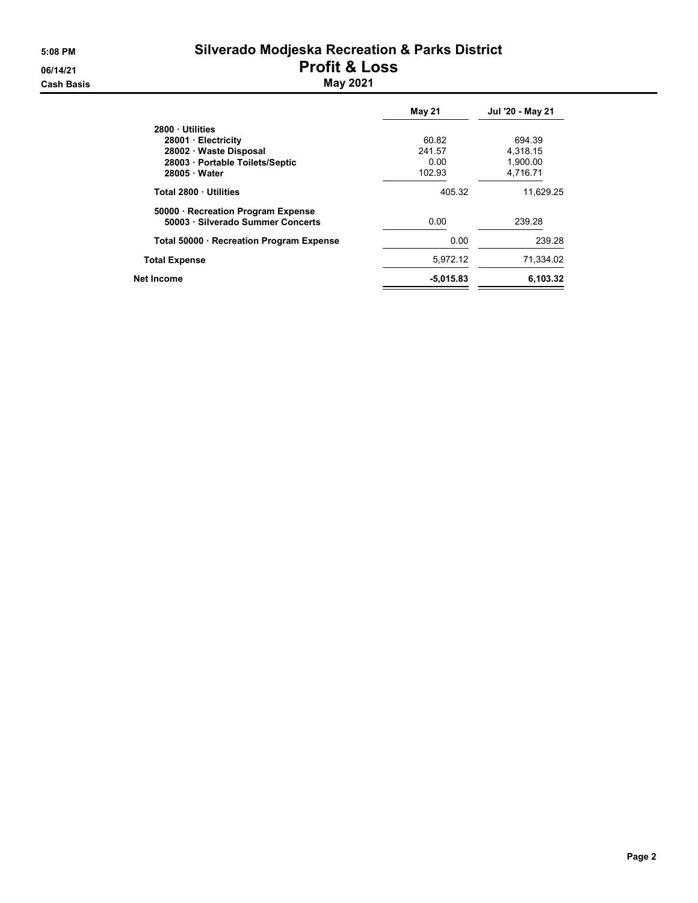# Silverado Modjeska Recreation & Parks District

## Profit & Loss

### May 2021

5:08 PM
06/14/21
Cash Basis

| | May 21 | Jul '20 - May 21 |
|---|---|---|
| **2800 · Utilities** | | |
| **28001 · Electricity** | 60.82 | 694.39 |
| **28002 · Waste Disposal** | 241.57 | 4,318.15 |
| **28003 · Portable Toilets/Septic** | 0.00 | 1,900.00 |
| **28005 · Water** | 102.93 | 4,716.71 |
| **Total 2800 · Utilities** | 405.32 | 11,629.25 |
| **50000 · Recreation Program Expense** | | |
| **50003 · Silverado Summer Concerts** | 0.00 | 239.28 |
| **Total 50000 · Recreation Program Expense** | 0.00 | 239.28 |
| **Total Expense** | 5,972.12 | 71,334.02 |
| **Net Income** | **-5,015.83** | **6,103.32** |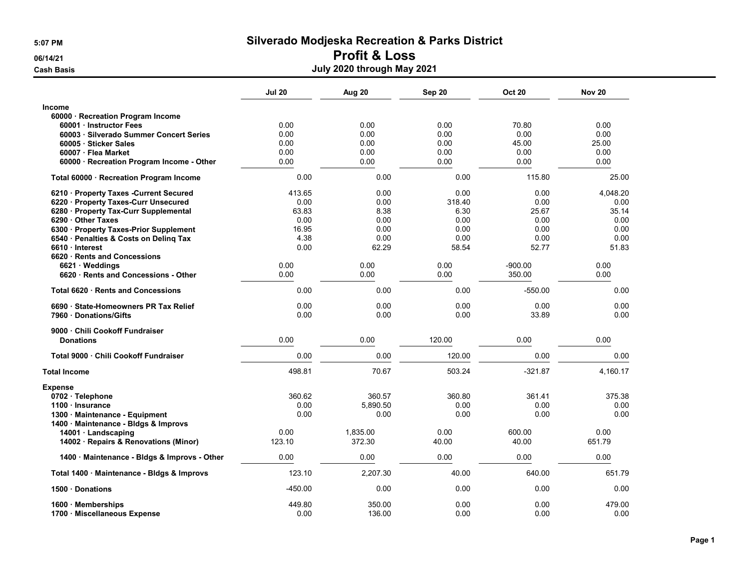# Silverado Modjeska Recreation & Parks District

## Profit & Loss

### July 2020 through May 2021

5:07 PM
06/14/21
Cash Basis

| | Jul 20 | Aug 20 | Sep 20 | Oct 20 | Nov 20 |
|---|---|---|---|---|---|
| **Income** | | | | | |
| 60000 · Recreation Program Income | | | | | |
| 60001 · Instructor Fees | 0.00 | 0.00 | 0.00 | 70.80 | 0.00 |
| 60003 · Silverado Summer Concert Series | 0.00 | 0.00 | 0.00 | 0.00 | 0.00 |
| 60005 · Sticker Sales | 0.00 | 0.00 | 0.00 | 45.00 | 25.00 |
| 60007 · Flea Market | 0.00 | 0.00 | 0.00 | 0.00 | 0.00 |
| 60000 · Recreation Program Income - Other | 0.00 | 0.00 | 0.00 | 0.00 | 0.00 |
| Total 60000 · Recreation Program Income | 0.00 | 0.00 | 0.00 | 115.80 | 25.00 |
| 6210 · Property Taxes -Current Secured | 413.65 | 0.00 | 0.00 | 0.00 | 4,048.20 |
| 6220 · Property Taxes-Curr Unsecured | 0.00 | 0.00 | 318.40 | 0.00 | 0.00 |
| 6280 · Property Tax-Curr Supplemental | 63.83 | 8.38 | 6.30 | 25.67 | 35.14 |
| 6290 · Other Taxes | 0.00 | 0.00 | 0.00 | 0.00 | 0.00 |
| 6300 · Property Taxes-Prior Supplement | 16.95 | 0.00 | 0.00 | 0.00 | 0.00 |
| 6540 · Penalties & Costs on Delinq Tax | 4.38 | 0.00 | 0.00 | 0.00 | 0.00 |
| 6610 · Interest | 0.00 | 62.29 | 58.54 | 52.77 | 51.83 |
| 6620 · Rents and Concessions | | | | | |
| 6621 · Weddings | 0.00 | 0.00 | 0.00 | -900.00 | 0.00 |
| 6620 · Rents and Concessions - Other | 0.00 | 0.00 | 0.00 | 350.00 | 0.00 |
| Total 6620 · Rents and Concessions | 0.00 | 0.00 | 0.00 | -550.00 | 0.00 |
| 6690 · State-Homeowners PR Tax Relief | 0.00 | 0.00 | 0.00 | 0.00 | 0.00 |
| 7960 · Donations/Gifts | 0.00 | 0.00 | 0.00 | 33.89 | 0.00 |
| 9000 · Chili Cookoff Fundraiser | | | | | |
| Donations | 0.00 | 0.00 | 120.00 | 0.00 | 0.00 |
| Total 9000 · Chili Cookoff Fundraiser | 0.00 | 0.00 | 120.00 | 0.00 | 0.00 |
| **Total Income** | 498.81 | 70.67 | 503.24 | -321.87 | 4,160.17 |
| **Expense** | | | | | |
| 0702 · Telephone | 360.62 | 360.57 | 360.80 | 361.41 | 375.38 |
| 1100 · Insurance | 0.00 | 5,890.50 | 0.00 | 0.00 | 0.00 |
| 1300 · Maintenance - Equipment | 0.00 | 0.00 | 0.00 | 0.00 | 0.00 |
| 1400 · Maintenance - Bldgs & Improvs | | | | | |
| 14001 · Landscaping | 0.00 | 1,835.00 | 0.00 | 600.00 | 0.00 |
| 14002 · Repairs & Renovations (Minor) | 123.10 | 372.30 | 40.00 | 40.00 | 651.79 |
| 1400 · Maintenance - Bldgs & Improvs - Other | 0.00 | 0.00 | 0.00 | 0.00 | 0.00 |
| Total 1400 · Maintenance - Bldgs & Improvs | 123.10 | 2,207.30 | 40.00 | 640.00 | 651.79 |
| 1500 · Donations | -450.00 | 0.00 | 0.00 | 0.00 | 0.00 |
| 1600 · Memberships | 449.80 | 350.00 | 0.00 | 0.00 | 479.00 |
| 1700 · Miscellaneous Expense | 0.00 | 136.00 | 0.00 | 0.00 | 0.00 |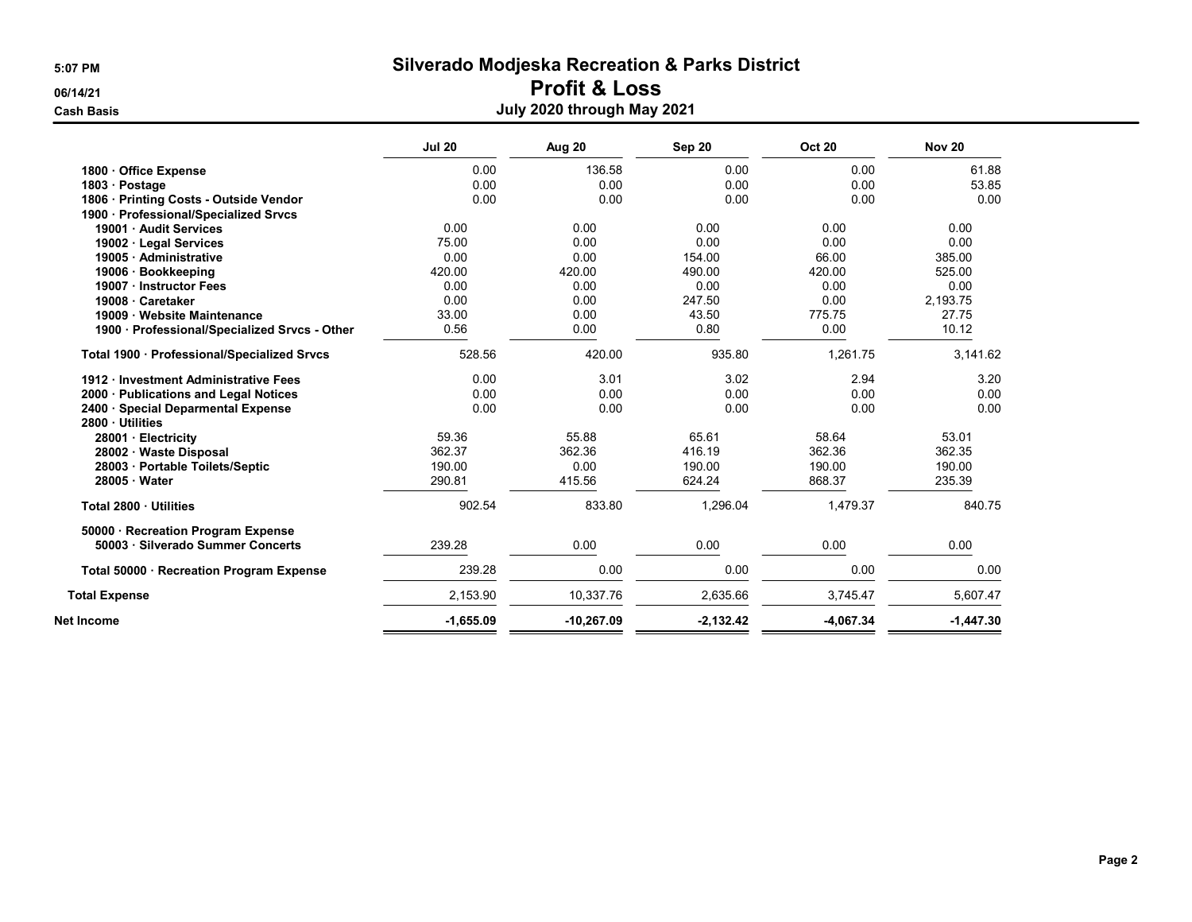# Silverado Modjeska Recreation & Parks District

## Profit & Loss

### July 2020 through May 2021

5:07 PM
06/14/21
Cash Basis

| | Jul 20 | Aug 20 | Sep 20 | Oct 20 | Nov 20 |
|---|---|---|---|---|---|
| 1800 · Office Expense | 0.00 | 136.58 | 0.00 | 0.00 | 61.88 |
| 1803 · Postage | 0.00 | 0.00 | 0.00 | 0.00 | 53.85 |
| 1806 · Printing Costs - Outside Vendor | 0.00 | 0.00 | 0.00 | 0.00 | 0.00 |
| 1900 · Professional/Specialized Srvcs | | | | | |
| 19001 · Audit Services | 0.00 | 0.00 | 0.00 | 0.00 | 0.00 |
| 19002 · Legal Services | 75.00 | 0.00 | 0.00 | 0.00 | 0.00 |
| 19005 · Administrative | 0.00 | 0.00 | 154.00 | 66.00 | 385.00 |
| 19006 · Bookkeeping | 420.00 | 420.00 | 490.00 | 420.00 | 525.00 |
| 19007 · Instructor Fees | 0.00 | 0.00 | 0.00 | 0.00 | 0.00 |
| 19008 · Caretaker | 0.00 | 0.00 | 247.50 | 0.00 | 2,193.75 |
| 19009 · Website Maintenance | 33.00 | 0.00 | 43.50 | 775.75 | 27.75 |
| 1900 · Professional/Specialized Srvcs - Other | 0.56 | 0.00 | 0.80 | 0.00 | 10.12 |
| Total 1900 · Professional/Specialized Srvcs | 528.56 | 420.00 | 935.80 | 1,261.75 | 3,141.62 |
| 1912 · Investment Administrative Fees | 0.00 | 3.01 | 3.02 | 2.94 | 3.20 |
| 2000 · Publications and Legal Notices | 0.00 | 0.00 | 0.00 | 0.00 | 0.00 |
| 2400 · Special Deparmental Expense | 0.00 | 0.00 | 0.00 | 0.00 | 0.00 |
| 2800 · Utilities | | | | | |
| 28001 · Electricity | 59.36 | 55.88 | 65.61 | 58.64 | 53.01 |
| 28002 · Waste Disposal | 362.37 | 362.36 | 416.19 | 362.36 | 362.35 |
| 28003 · Portable Toilets/Septic | 190.00 | 0.00 | 190.00 | 190.00 | 190.00 |
| 28005 · Water | 290.81 | 415.56 | 624.24 | 868.37 | 235.39 |
| Total 2800 · Utilities | 902.54 | 833.80 | 1,296.04 | 1,479.37 | 840.75 |
| 50000 · Recreation Program Expense | | | | | |
| 50003 · Silverado Summer Concerts | 239.28 | 0.00 | 0.00 | 0.00 | 0.00 |
| Total 50000 · Recreation Program Expense | 239.28 | 0.00 | 0.00 | 0.00 | 0.00 |
| Total Expense | 2,153.90 | 10,337.76 | 2,635.66 | 3,745.47 | 5,607.47 |
| Net Income | -1,655.09 | -10,267.09 | -2,132.42 | -4,067.34 | -1,447.30 |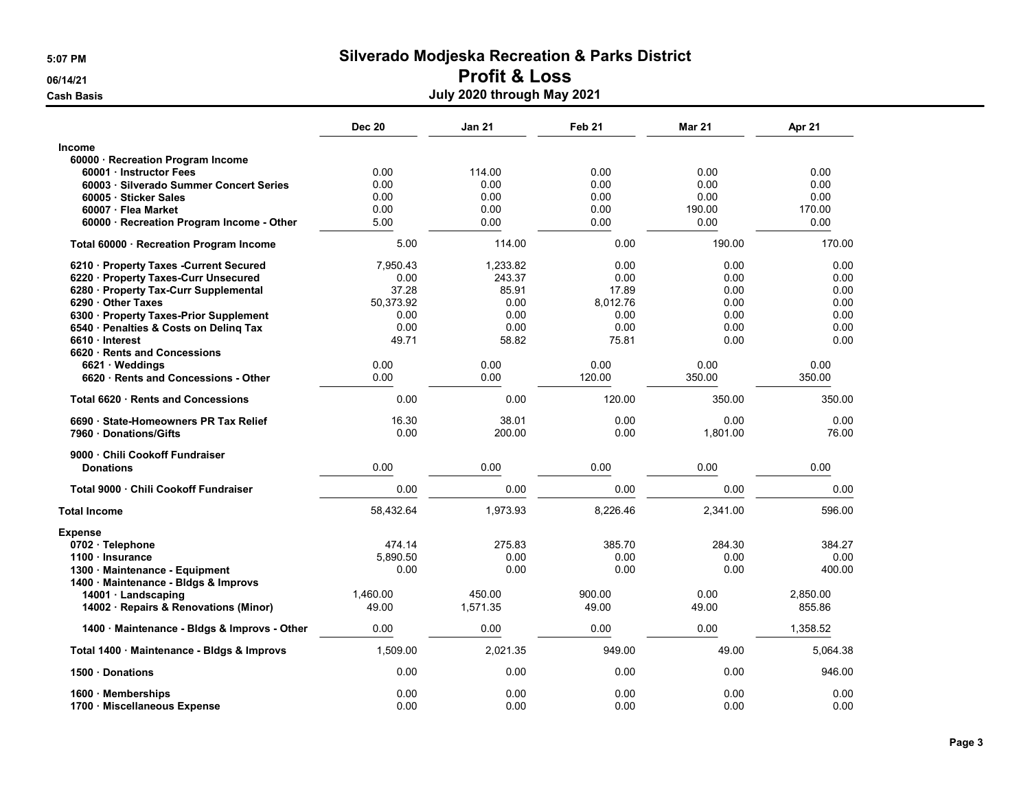# Silverado Modjeska Recreation & Parks District

## Profit & Loss

### July 2020 through May 2021

5:07 PM
06/14/21
Cash Basis

| | Dec 20 | Jan 21 | Feb 21 | Mar 21 | Apr 21 |
|---|---|---|---|---|---|
| **Income** | | | | | |
| **60000 · Recreation Program Income** | | | | | |
| **60001 · Instructor Fees** | 0.00 | 114.00 | 0.00 | 0.00 | 0.00 |
| **60003 · Silverado Summer Concert Series** | 0.00 | 0.00 | 0.00 | 0.00 | 0.00 |
| **60005 · Sticker Sales** | 0.00 | 0.00 | 0.00 | 0.00 | 0.00 |
| **60007 · Flea Market** | 0.00 | 0.00 | 0.00 | 190.00 | 170.00 |
| **60000 · Recreation Program Income - Other** | 5.00 | 0.00 | 0.00 | 0.00 | 0.00 |
| **Total 60000 · Recreation Program Income** | 5.00 | 114.00 | 0.00 | 190.00 | 170.00 |
| **6210 · Property Taxes -Current Secured** | 7,950.43 | 1,233.82 | 0.00 | 0.00 | 0.00 |
| **6220 · Property Taxes-Curr Unsecured** | 0.00 | 243.37 | 0.00 | 0.00 | 0.00 |
| **6280 · Property Tax-Curr Supplemental** | 37.28 | 85.91 | 17.89 | 0.00 | 0.00 |
| **6290 · Other Taxes** | 50,373.92 | 0.00 | 8,012.76 | 0.00 | 0.00 |
| **6300 · Property Taxes-Prior Supplement** | 0.00 | 0.00 | 0.00 | 0.00 | 0.00 |
| **6540 · Penalties & Costs on Delinq Tax** | 0.00 | 0.00 | 0.00 | 0.00 | 0.00 |
| **6610 · Interest** | 49.71 | 58.82 | 75.81 | 0.00 | 0.00 |
| **6620 · Rents and Concessions** | | | | | |
| **6621 · Weddings** | 0.00 | 0.00 | 0.00 | 0.00 | 0.00 |
| **6620 · Rents and Concessions - Other** | 0.00 | 0.00 | 120.00 | 350.00 | 350.00 |
| **Total 6620 · Rents and Concessions** | 0.00 | 0.00 | 120.00 | 350.00 | 350.00 |
| **6690 · State-Homeowners PR Tax Relief** | 16.30 | 38.01 | 0.00 | 0.00 | 0.00 |
| **7960 · Donations/Gifts** | 0.00 | 200.00 | 0.00 | 1,801.00 | 76.00 |
| **9000 · Chili Cookoff Fundraiser** | | | | | |
| **Donations** | 0.00 | 0.00 | 0.00 | 0.00 | 0.00 |
| **Total 9000 · Chili Cookoff Fundraiser** | 0.00 | 0.00 | 0.00 | 0.00 | 0.00 |
| **Total Income** | 58,432.64 | 1,973.93 | 8,226.46 | 2,341.00 | 596.00 |
| **Expense** | | | | | |
| **0702 · Telephone** | 474.14 | 275.83 | 385.70 | 284.30 | 384.27 |
| **1100 · Insurance** | 5,890.50 | 0.00 | 0.00 | 0.00 | 0.00 |
| **1300 · Maintenance - Equipment** | 0.00 | 0.00 | 0.00 | 0.00 | 400.00 |
| **1400 · Maintenance - Bldgs & Improvs** | | | | | |
| **14001 · Landscaping** | 1,460.00 | 450.00 | 900.00 | 0.00 | 2,850.00 |
| **14002 · Repairs & Renovations (Minor)** | 49.00 | 1,571.35 | 49.00 | 49.00 | 855.86 |
| **1400 · Maintenance - Bldgs & Improvs - Other** | 0.00 | 0.00 | 0.00 | 0.00 | 1,358.52 |
| **Total 1400 · Maintenance - Bldgs & Improvs** | 1,509.00 | 2,021.35 | 949.00 | 49.00 | 5,064.38 |
| **1500 · Donations** | 0.00 | 0.00 | 0.00 | 0.00 | 946.00 |
| **1600 · Memberships** | 0.00 | 0.00 | 0.00 | 0.00 | 0.00 |
| **1700 · Miscellaneous Expense** | 0.00 | 0.00 | 0.00 | 0.00 | 0.00 |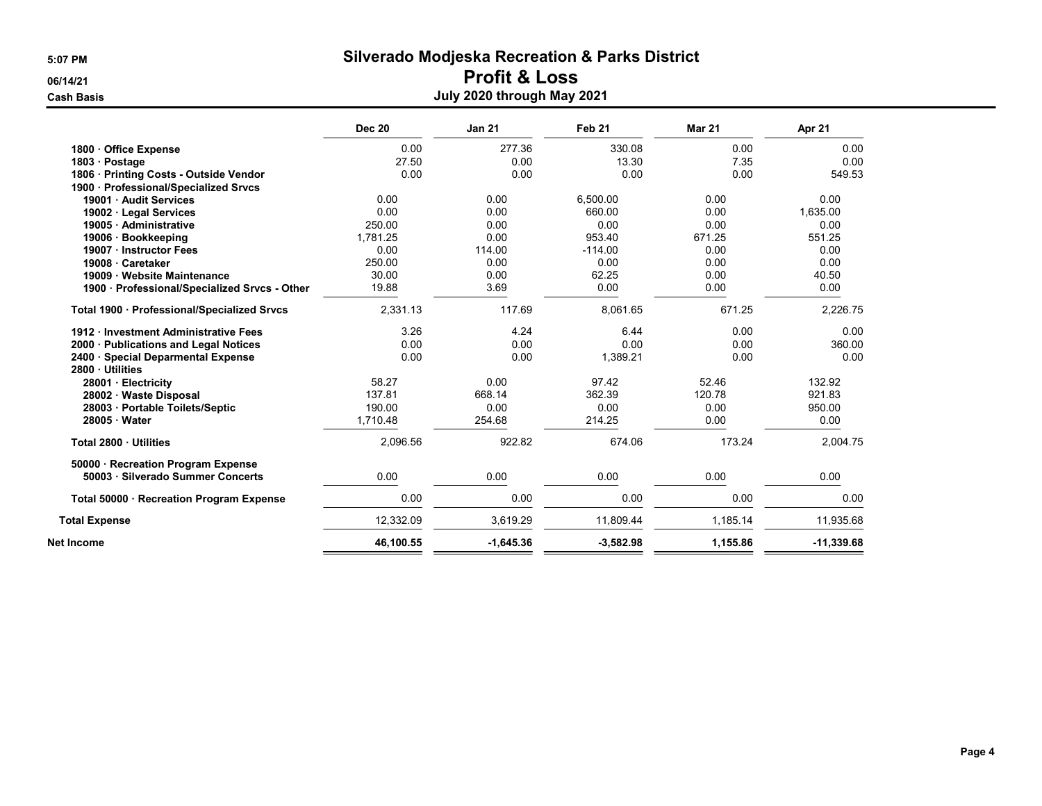# Silverado Modjeska Recreation & Parks District

## Profit & Loss

### July 2020 through May 2021

5:07 PM
06/14/21
Cash Basis

| | Dec 20 | Jan 21 | Feb 21 | Mar 21 | Apr 21 |
|---|---|---|---|---|---|
| 1800 · Office Expense | 0.00 | 277.36 | 330.08 | 0.00 | 0.00 |
| 1803 · Postage | 27.50 | 0.00 | 13.30 | 7.35 | 0.00 |
| 1806 · Printing Costs - Outside Vendor | 0.00 | 0.00 | 0.00 | 0.00 | 549.53 |
| 1900 · Professional/Specialized Srvcs | | | | | |
| 19001 · Audit Services | 0.00 | 0.00 | 6,500.00 | 0.00 | 0.00 |
| 19002 · Legal Services | 0.00 | 0.00 | 660.00 | 0.00 | 1,635.00 |
| 19005 · Administrative | 250.00 | 0.00 | 0.00 | 0.00 | 0.00 |
| 19006 · Bookkeeping | 1,781.25 | 0.00 | 953.40 | 671.25 | 551.25 |
| 19007 · Instructor Fees | 0.00 | 114.00 | -114.00 | 0.00 | 0.00 |
| 19008 · Caretaker | 250.00 | 0.00 | 0.00 | 0.00 | 0.00 |
| 19009 · Website Maintenance | 30.00 | 0.00 | 62.25 | 0.00 | 40.50 |
| 1900 · Professional/Specialized Srvcs - Other | 19.88 | 3.69 | 0.00 | 0.00 | 0.00 |
| Total 1900 · Professional/Specialized Srvcs | 2,331.13 | 117.69 | 8,061.65 | 671.25 | 2,226.75 |
| 1912 · Investment Administrative Fees | 3.26 | 4.24 | 6.44 | 0.00 | 0.00 |
| 2000 · Publications and Legal Notices | 0.00 | 0.00 | 0.00 | 0.00 | 360.00 |
| 2400 · Special Deparmental Expense | 0.00 | 0.00 | 1,389.21 | 0.00 | 0.00 |
| 2800 · Utilities | | | | | |
| 28001 · Electricity | 58.27 | 0.00 | 97.42 | 52.46 | 132.92 |
| 28002 · Waste Disposal | 137.81 | 668.14 | 362.39 | 120.78 | 921.83 |
| 28003 · Portable Toilets/Septic | 190.00 | 0.00 | 0.00 | 0.00 | 950.00 |
| 28005 · Water | 1,710.48 | 254.68 | 214.25 | 0.00 | 0.00 |
| Total 2800 · Utilities | 2,096.56 | 922.82 | 674.06 | 173.24 | 2,004.75 |
| 50000 · Recreation Program Expense | | | | | |
| 50003 · Silverado Summer Concerts | 0.00 | 0.00 | 0.00 | 0.00 | 0.00 |
| Total 50000 · Recreation Program Expense | 0.00 | 0.00 | 0.00 | 0.00 | 0.00 |
| **Total Expense** | 12,332.09 | 3,619.29 | 11,809.44 | 1,185.14 | 11,935.68 |
| **Net Income** | **46,100.55** | **-1,645.36** | **-3,582.98** | **1,155.86** | **-11,339.68** |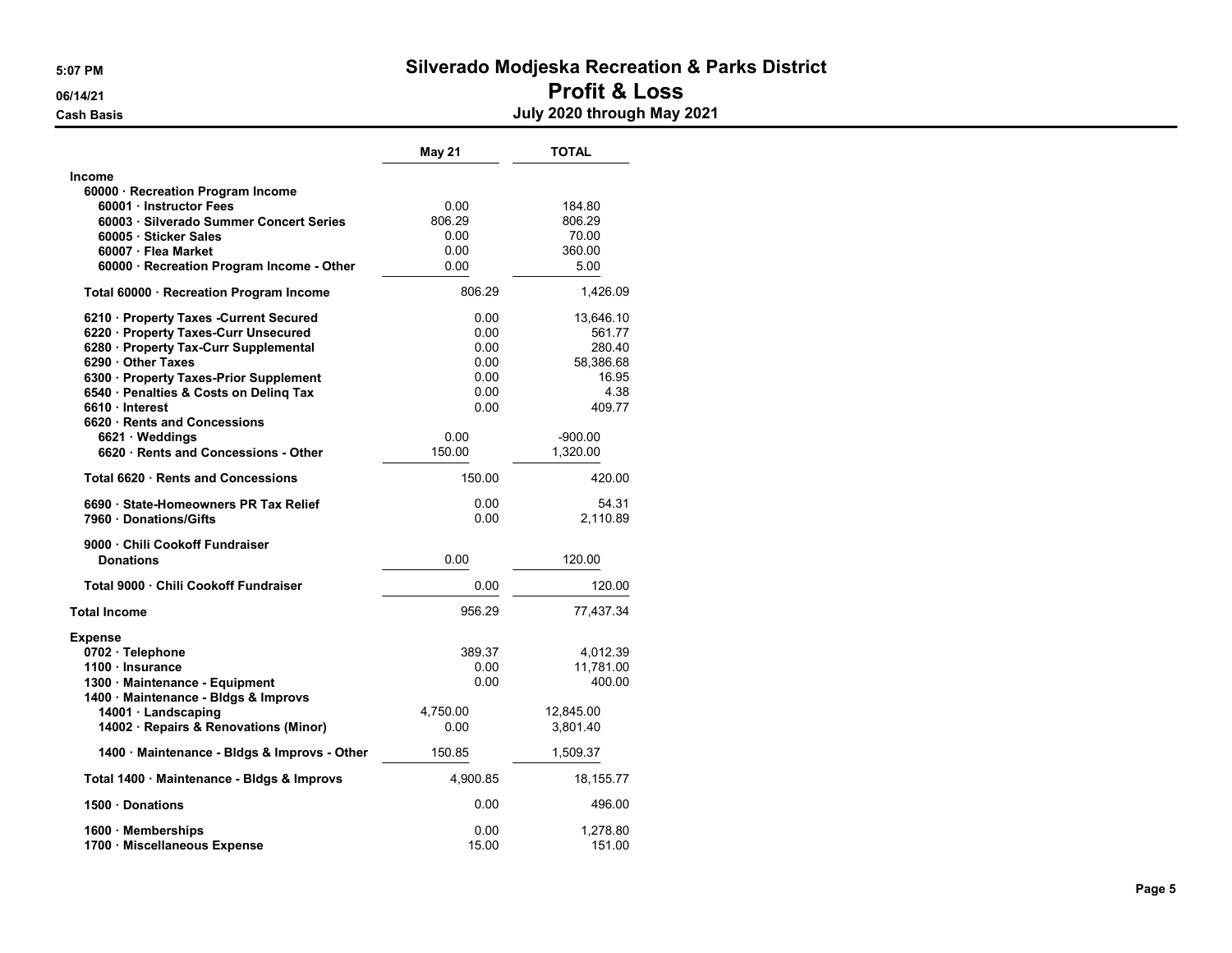# Silverado Modjeska Recreation & Parks District

## Profit & Loss

### July 2020 through May 2021

5:07 PM
06/14/21
Cash Basis

| | May 21 | TOTAL |
|---|---|---|
| **Income** | | |
| **60000 · Recreation Program Income** | | |
| 60001 · Instructor Fees | 0.00 | 184.80 |
| 60003 · Silverado Summer Concert Series | 806.29 | 806.29 |
| 60005 · Sticker Sales | 0.00 | 70.00 |
| 60007 · Flea Market | 0.00 | 360.00 |
| 60000 · Recreation Program Income - Other | 0.00 | 5.00 |
| **Total 60000 · Recreation Program Income** | 806.29 | 1,426.09 |
| 6210 · Property Taxes -Current Secured | 0.00 | 13,646.10 |
| 6220 · Property Taxes-Curr Unsecured | 0.00 | 561.77 |
| 6280 · Property Tax-Curr Supplemental | 0.00 | 280.40 |
| 6290 · Other Taxes | 0.00 | 58,386.68 |
| 6300 · Property Taxes-Prior Supplement | 0.00 | 16.95 |
| 6540 · Penalties & Costs on Delinq Tax | 0.00 | 4.38 |
| 6610 · Interest | 0.00 | 409.77 |
| **6620 · Rents and Concessions** | | |
| 6621 · Weddings | 0.00 | -900.00 |
| 6620 · Rents and Concessions - Other | 150.00 | 1,320.00 |
| **Total 6620 · Rents and Concessions** | 150.00 | 420.00 |
| 6690 · State-Homeowners PR Tax Relief | 0.00 | 54.31 |
| 7960 · Donations/Gifts | 0.00 | 2,110.89 |
| **9000 · Chili Cookoff Fundraiser** | | |
| Donations | 0.00 | 120.00 |
| **Total 9000 · Chili Cookoff Fundraiser** | 0.00 | 120.00 |
| **Total Income** | 956.29 | 77,437.34 |
| **Expense** | | |
| 0702 · Telephone | 389.37 | 4,012.39 |
| 1100 · Insurance | 0.00 | 11,781.00 |
| 1300 · Maintenance - Equipment | 0.00 | 400.00 |
| **1400 · Maintenance - Bldgs & Improvs** | | |
| 14001 · Landscaping | 4,750.00 | 12,845.00 |
| 14002 · Repairs & Renovations (Minor) | 0.00 | 3,801.40 |
| 1400 · Maintenance - Bldgs & Improvs - Other | 150.85 | 1,509.37 |
| **Total 1400 · Maintenance - Bldgs & Improvs** | 4,900.85 | 18,155.77 |
| 1500 · Donations | 0.00 | 496.00 |
| 1600 · Memberships | 0.00 | 1,278.80 |
| 1700 · Miscellaneous Expense | 15.00 | 151.00 |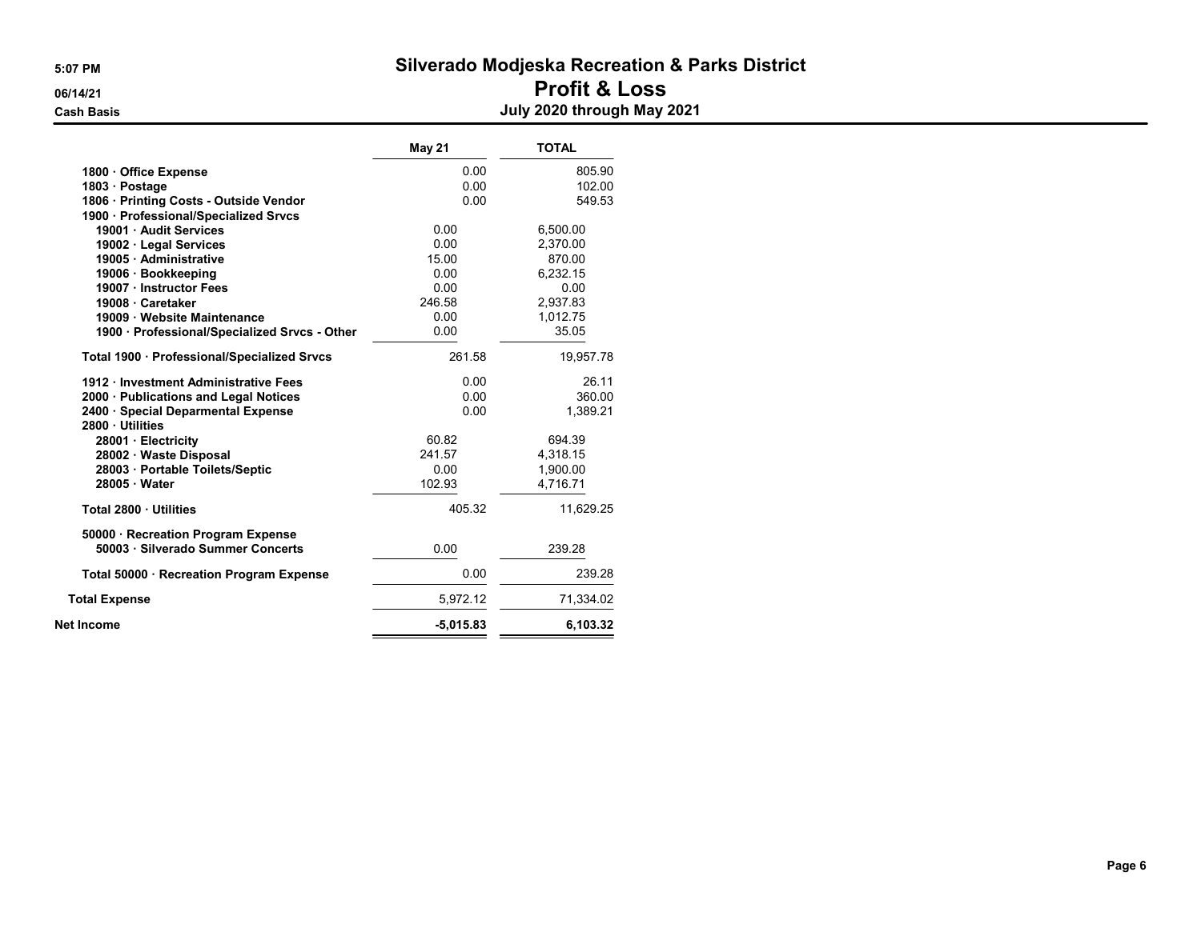# Silverado Modjeska Recreation & Parks District

## Profit & Loss

### July 2020 through May 2021

5:07 PM
06/14/21
Cash Basis

| | May 21 | TOTAL |
|---|---|---|
| 1800 · Office Expense | 0.00 | 805.90 |
| 1803 · Postage | 0.00 | 102.00 |
| 1806 · Printing Costs - Outside Vendor | 0.00 | 549.53 |
| 1900 · Professional/Specialized Srvcs | | |
| 19001 · Audit Services | 0.00 | 6,500.00 |
| 19002 · Legal Services | 0.00 | 2,370.00 |
| 19005 · Administrative | 15.00 | 870.00 |
| 19006 · Bookkeeping | 0.00 | 6,232.15 |
| 19007 · Instructor Fees | 0.00 | 0.00 |
| 19008 · Caretaker | 246.58 | 2,937.83 |
| 19009 · Website Maintenance | 0.00 | 1,012.75 |
| 1900 · Professional/Specialized Srvcs - Other | 0.00 | 35.05 |
| Total 1900 · Professional/Specialized Srvcs | 261.58 | 19,957.78 |
| 1912 · Investment Administrative Fees | 0.00 | 26.11 |
| 2000 · Publications and Legal Notices | 0.00 | 360.00 |
| 2400 · Special Deparmental Expense | 0.00 | 1,389.21 |
| 2800 · Utilities | | |
| 28001 · Electricity | 60.82 | 694.39 |
| 28002 · Waste Disposal | 241.57 | 4,318.15 |
| 28003 · Portable Toilets/Septic | 0.00 | 1,900.00 |
| 28005 · Water | 102.93 | 4,716.71 |
| Total 2800 · Utilities | 405.32 | 11,629.25 |
| 50000 · Recreation Program Expense | | |
| 50003 · Silverado Summer Concerts | 0.00 | 239.28 |
| Total 50000 · Recreation Program Expense | 0.00 | 239.28 |
| Total Expense | 5,972.12 | 71,334.02 |
| Net Income | -5,015.83 | 6,103.32 |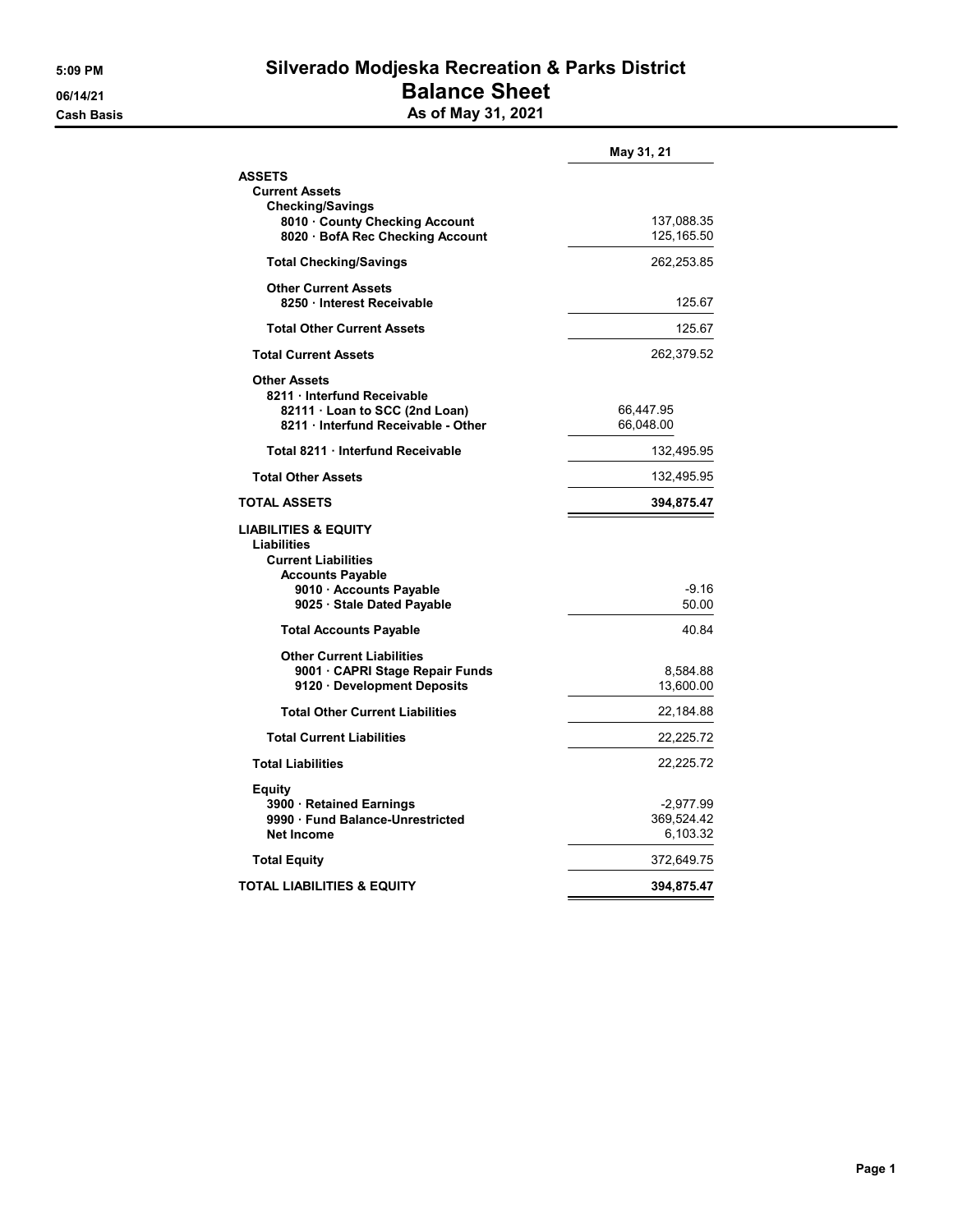# Silverado Modjeska Recreation & Parks District

## Balance Sheet

### As of May 31, 2021

5:09 PM
06/14/21
Cash Basis

| | May 31, 21 |
|---|---|
| **ASSETS** | |
| **Current Assets** | |
| **Checking/Savings** | |
| 8010 · County Checking Account | 137,088.35 |
| 8020 · BofA Rec Checking Account | 125,165.50 |
| **Total Checking/Savings** | 262,253.85 |
| **Other Current Assets** | |
| 8250 · Interest Receivable | 125.67 |
| **Total Other Current Assets** | 125.67 |
| **Total Current Assets** | 262,379.52 |
| **Other Assets** | |
| 8211 · Interfund Receivable | |
| 82111 · Loan to SCC (2nd Loan) | 66,447.95 |
| 8211 · Interfund Receivable - Other | 66,048.00 |
| **Total 8211 · Interfund Receivable** | 132,495.95 |
| **Total Other Assets** | 132,495.95 |
| **TOTAL ASSETS** | **394,875.47** |
| **LIABILITIES & EQUITY** | |
| **Liabilities** | |
| **Current Liabilities** | |
| **Accounts Payable** | |
| 9010 · Accounts Payable | -9.16 |
| 9025 · Stale Dated Payable | 50.00 |
| **Total Accounts Payable** | 40.84 |
| **Other Current Liabilities** | |
| 9001 · CAPRI Stage Repair Funds | 8,584.88 |
| 9120 · Development Deposits | 13,600.00 |
| **Total Other Current Liabilities** | 22,184.88 |
| **Total Current Liabilities** | 22,225.72 |
| **Total Liabilities** | 22,225.72 |
| **Equity** | |
| 3900 · Retained Earnings | -2,977.99 |
| 9990 · Fund Balance-Unrestricted | 369,524.42 |
| Net Income | 6,103.32 |
| **Total Equity** | 372,649.75 |
| **TOTAL LIABILITIES & EQUITY** | **394,875.47** |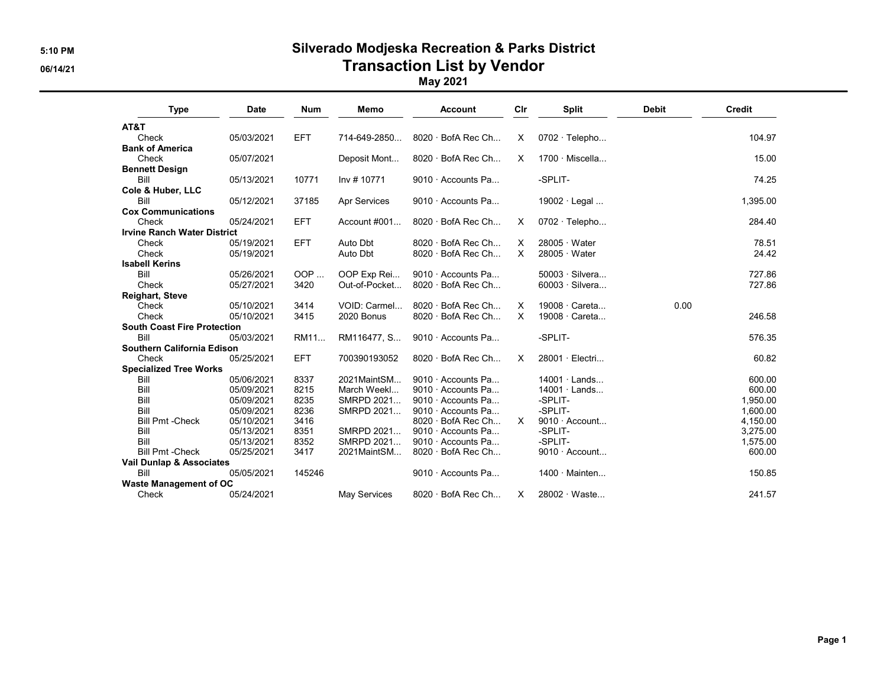# Silverado Modjeska Recreation & Parks District

## Transaction List by Vendor

### May 2021

| Type | Date | Num | Memo | Account | Clr | Split | Debit | Credit |
|---|---|---|---|---|---|---|---|---|
| **AT&T** | | | | | | | | |
| Check | 05/03/2021 | EFT | 714-649-2850... | 8020 · BofA Rec Ch... | X | 0702 · Telepho... | | 104.97 |
| **Bank of America** | | | | | | | | |
| Check | 05/07/2021 | | Deposit Mont... | 8020 · BofA Rec Ch... | X | 1700 · Miscella... | | 15.00 |
| **Bennett Design** | | | | | | | | |
| Bill | 05/13/2021 | 10771 | Inv # 10771 | 9010 · Accounts Pa... | | -SPLIT- | | 74.25 |
| **Cole & Huber, LLC** | | | | | | | | |
| Bill | 05/12/2021 | 37185 | Apr Services | 9010 · Accounts Pa... | | 19002 · Legal ... | | 1,395.00 |
| **Cox Communications** | | | | | | | | |
| Check | 05/24/2021 | EFT | Account #001... | 8020 · BofA Rec Ch... | X | 0702 · Telepho... | | 284.40 |
| **Irvine Ranch Water District** | | | | | | | | |
| Check | 05/19/2021 | EFT | Auto Dbt | 8020 · BofA Rec Ch... | X | 28005 · Water | | 78.51 |
| Check | 05/19/2021 | | Auto Dbt | 8020 · BofA Rec Ch... | X | 28005 · Water | | 24.42 |
| **Isabell Kerins** | | | | | | | | |
| Bill | 05/26/2021 | OOP ... | OOP Exp Rei... | 9010 · Accounts Pa... | | 50003 · Silvera... | | 727.86 |
| Check | 05/27/2021 | 3420 | Out-of-Pocket... | 8020 · BofA Rec Ch... | | 60003 · Silvera... | | 727.86 |
| **Reighart, Steve** | | | | | | | | |
| Check | 05/10/2021 | 3414 | VOID: Carmel... | 8020 · BofA Rec Ch... | X | 19008 · Careta... | 0.00 | |
| Check | 05/10/2021 | 3415 | 2020 Bonus | 8020 · BofA Rec Ch... | X | 19008 · Careta... | | 246.58 |
| **South Coast Fire Protection** | | | | | | | | |
| Bill | 05/03/2021 | RM11... | RM116477, S... | 9010 · Accounts Pa... | | -SPLIT- | | 576.35 |
| **Southern California Edison** | | | | | | | | |
| Check | 05/25/2021 | EFT | 700390193052 | 8020 · BofA Rec Ch... | X | 28001 · Electri... | | 60.82 |
| **Specialized Tree Works** | | | | | | | | |
| Bill | 05/06/2021 | 8337 | 2021MaintSM... | 9010 · Accounts Pa... | | 14001 · Lands... | | 600.00 |
| Bill | 05/09/2021 | 8215 | March Weekl... | 9010 · Accounts Pa... | | 14001 · Lands... | | 600.00 |
| Bill | 05/09/2021 | 8235 | SMRPD 2021... | 9010 · Accounts Pa... | | -SPLIT- | | 1,950.00 |
| Bill | 05/09/2021 | 8236 | SMRPD 2021... | 9010 · Accounts Pa... | | -SPLIT- | | 1,600.00 |
| Bill Pmt -Check | 05/10/2021 | 3416 | | 8020 · BofA Rec Ch... | X | 9010 · Account... | | 4,150.00 |
| Bill | 05/13/2021 | 8351 | SMRPD 2021... | 9010 · Accounts Pa... | | -SPLIT- | | 3,275.00 |
| Bill | 05/13/2021 | 8352 | SMRPD 2021... | 9010 · Accounts Pa... | | -SPLIT- | | 1,575.00 |
| Bill Pmt -Check | 05/25/2021 | 3417 | 2021MaintSM... | 8020 · BofA Rec Ch... | | 9010 · Account... | | 600.00 |
| **Vail Dunlap & Associates** | | | | | | | | |
| Bill | 05/05/2021 | 145246 | | 9010 · Accounts Pa... | | 1400 · Mainten... | | 150.85 |
| **Waste Management of OC** | | | | | | | | |
| Check | 05/24/2021 | | May Services | 8020 · BofA Rec Ch... | X | 28002 · Waste... | | 241.57 |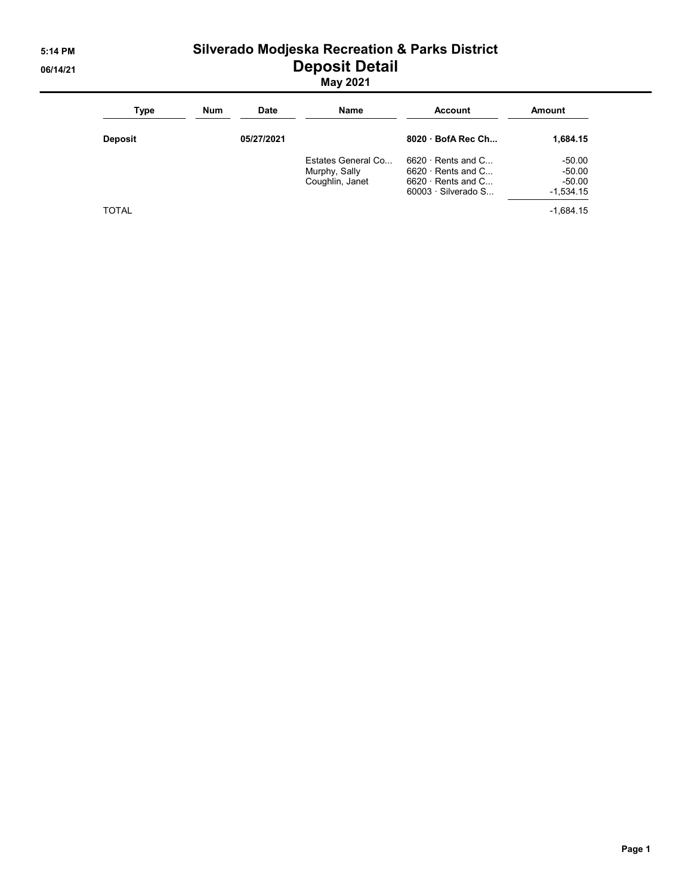# Silverado Modjeska Recreation & Parks District

## Deposit Detail

### May 2021

5:14 PM
06/14/21

| Type | Num | Date | Name | Account | Amount |
|---|---|---|---|---|---|
| **Deposit** | | **05/27/2021** | | **8020 · BofA Rec Ch...** | **1,684.15** |
| | | | Estates General Co... | 6620 · Rents and C... | -50.00 |
| | | | Murphy, Sally | 6620 · Rents and C... | -50.00 |
| | | | Coughlin, Janet | 6620 · Rents and C... | -50.00 |
| | | | | 60003 · Silverado S... | -1,534.15 |
| TOTAL | | | | | -1,684.15 |